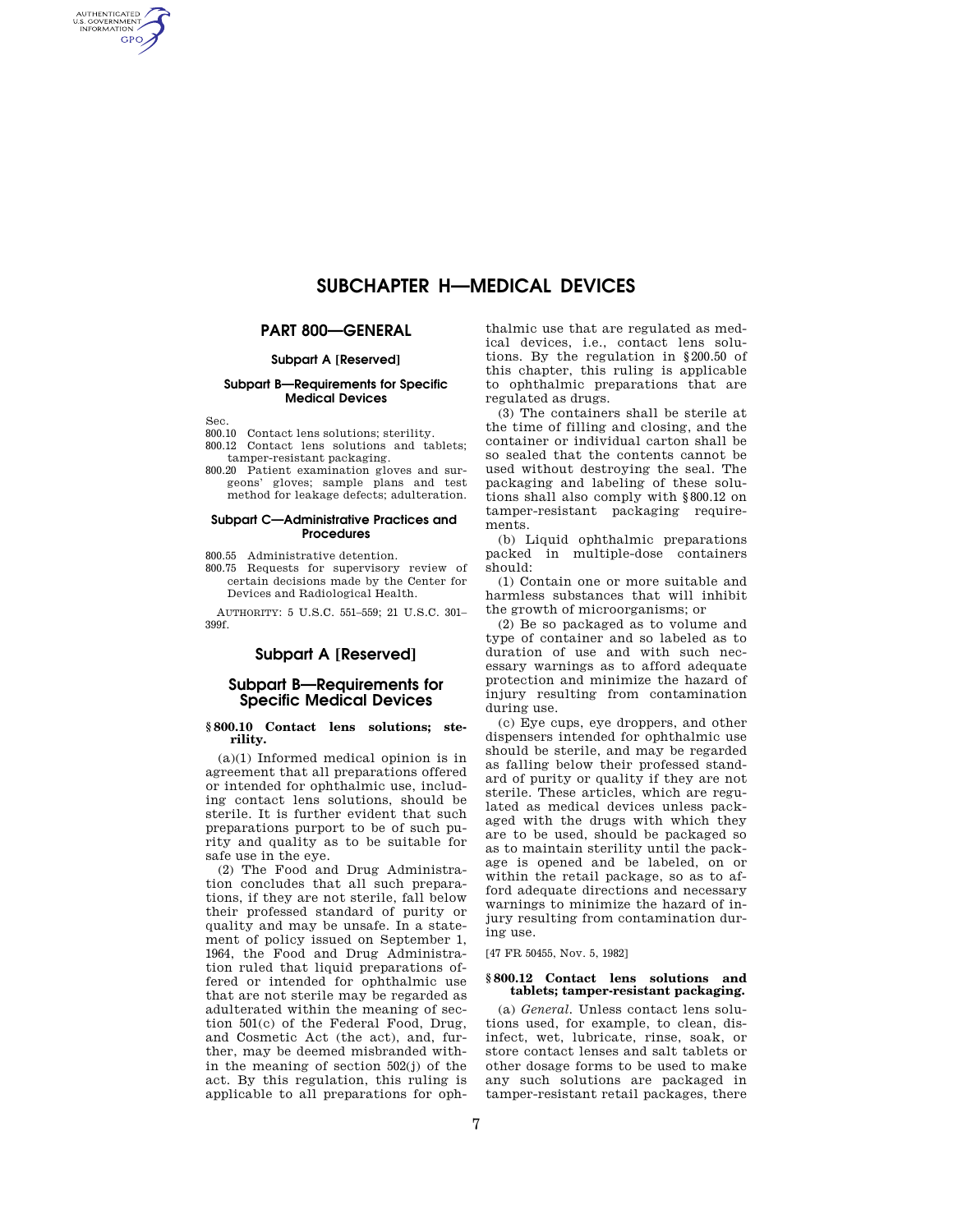# SUBCHAPTER H—MEDICAL DEVICES

## PART 800—GENERAL

### Subpart A [Reserved]

### Subpart B—Requirements for Specific Medical Devices

Sec.

800.10 Contact lens solutions; sterility.

800.12 Contact lens solutions and tablets; tamper-resistant packaging.

800.20 Patient examination gloves and surgeons' gloves; sample plans and test method for leakage defects; adulteration.

### Subpart C—Administrative Practices and Procedures

800.55 Administrative detention.

800.75 Requests for supervisory review of certain decisions made by the Center for Devices and Radiological Health.

AUTHORITY: 5 U.S.C. 551–559; 21 U.S.C. 301–399f.

## Subpart A [Reserved]

## Subpart B—Requirements for Specific Medical Devices

### § 800.10 Contact lens solutions; sterility.

(a)(1) Informed medical opinion is in agreement that all preparations offered or intended for ophthalmic use, including contact lens solutions, should be sterile. It is further evident that such preparations purport to be of such purity and quality as to be suitable for safe use in the eye.

(2) The Food and Drug Administration concludes that all such preparations, if they are not sterile, fall below their professed standard of purity or quality and may be unsafe. In a statement of policy issued on September 1, 1964, the Food and Drug Administration ruled that liquid preparations offered or intended for ophthalmic use that are not sterile may be regarded as adulterated within the meaning of section 501(c) of the Federal Food, Drug, and Cosmetic Act (the act), and, further, may be deemed misbranded within the meaning of section 502(j) of the act. By this regulation, this ruling is applicable to all preparations for ophthalmic use that are regulated as medical devices, i.e., contact lens solutions. By the regulation in §200.50 of this chapter, this ruling is applicable to ophthalmic preparations that are regulated as drugs.

(3) The containers shall be sterile at the time of filling and closing, and the container or individual carton shall be so sealed that the contents cannot be used without destroying the seal. The packaging and labeling of these solutions shall also comply with §800.12 on tamper-resistant packaging requirements.

(b) Liquid ophthalmic preparations packed in multiple-dose containers should:

(1) Contain one or more suitable and harmless substances that will inhibit the growth of microorganisms; or

(2) Be so packaged as to volume and type of container and so labeled as to duration of use and with such necessary warnings as to afford adequate protection and minimize the hazard of injury resulting from contamination during use.

(c) Eye cups, eye droppers, and other dispensers intended for ophthalmic use should be sterile, and may be regarded as falling below their professed standard of purity or quality if they are not sterile. These articles, which are regulated as medical devices unless packaged with the drugs with which they are to be used, should be packaged so as to maintain sterility until the package is opened and be labeled, on or within the retail package, so as to afford adequate directions and necessary warnings to minimize the hazard of injury resulting from contamination during use.

[47 FR 50455, Nov. 5, 1982]

### § 800.12 Contact lens solutions and tablets; tamper-resistant packaging.

(a) *General.* Unless contact lens solutions used, for example, to clean, disinfect, wet, lubricate, rinse, soak, or store contact lenses and salt tablets or other dosage forms to be used to make any such solutions are packaged in tamper-resistant retail packages, there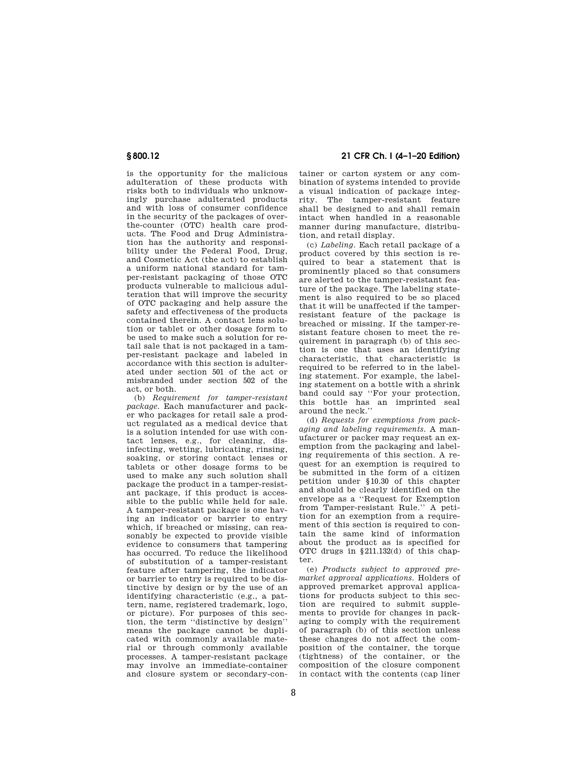is the opportunity for the malicious adulteration of these products with risks both to individuals who unknowingly purchase adulterated products and with loss of consumer confidence in the security of the packages of over-the-counter (OTC) health care products. The Food and Drug Administration has the authority and responsibility under the Federal Food, Drug, and Cosmetic Act (the act) to establish a uniform national standard for tamper-resistant packaging of those OTC products vulnerable to malicious adulteration that will improve the security of OTC packaging and help assure the safety and effectiveness of the products contained therein. A contact lens solution or tablet or other dosage form to be used to make such a solution for retail sale that is not packaged in a tamper-resistant package and labeled in accordance with this section is adulterated under section 501 of the act or misbranded under section 502 of the act, or both.

(b) *Requirement for tamper-resistant package.* Each manufacturer and packer who packages for retail sale a product regulated as a medical device that is a solution intended for use with contact lenses, e.g., for cleaning, disinfecting, wetting, lubricating, rinsing, soaking, or storing contact lenses or tablets or other dosage forms to be used to make any such solution shall package the product in a tamper-resistant package, if this product is accessible to the public while held for sale. A tamper-resistant package is one having an indicator or barrier to entry which, if breached or missing, can reasonably be expected to provide visible evidence to consumers that tampering has occurred. To reduce the likelihood of substitution of a tamper-resistant feature after tampering, the indicator or barrier to entry is required to be distinctive by design or by the use of an identifying characteristic (e.g., a pattern, name, registered trademark, logo, or picture). For purposes of this section, the term ''distinctive by design'' means the package cannot be duplicated with commonly available material or through commonly available processes. A tamper-resistant package may involve an immediate-container and closure system or secondary-container or carton system or any combination of systems intended to provide a visual indication of package integrity. The tamper-resistant feature shall be designed to and shall remain intact when handled in a reasonable manner during manufacture, distribution, and retail display.

(c) *Labeling.* Each retail package of a product covered by this section is required to bear a statement that is prominently placed so that consumers are alerted to the tamper-resistant feature of the package. The labeling statement is also required to be so placed that it will be unaffected if the tamper-resistant feature of the package is breached or missing. If the tamper-resistant feature chosen to meet the requirement in paragraph (b) of this section is one that uses an identifying characteristic, that characteristic is required to be referred to in the labeling statement. For example, the labeling statement on a bottle with a shrink band could say ''For your protection, this bottle has an imprinted seal around the neck.''

(d) *Requests for exemptions from packaging and labeling requirements.* A manufacturer or packer may request an exemption from the packaging and labeling requirements of this section. A request for an exemption is required to be submitted in the form of a citizen petition under §10.30 of this chapter and should be clearly identified on the envelope as a ''Request for Exemption from Tamper-resistant Rule.'' A petition for an exemption from a requirement of this section is required to contain the same kind of information about the product as is specified for OTC drugs in §211.132(d) of this chapter.

(e) *Products subject to approved premarket approval applications.* Holders of approved premarket approval applications for products subject to this section are required to submit supplements to provide for changes in packaging to comply with the requirement of paragraph (b) of this section unless these changes do not affect the composition of the container, the torque (tightness) of the container, or the composition of the closure component in contact with the contents (cap liner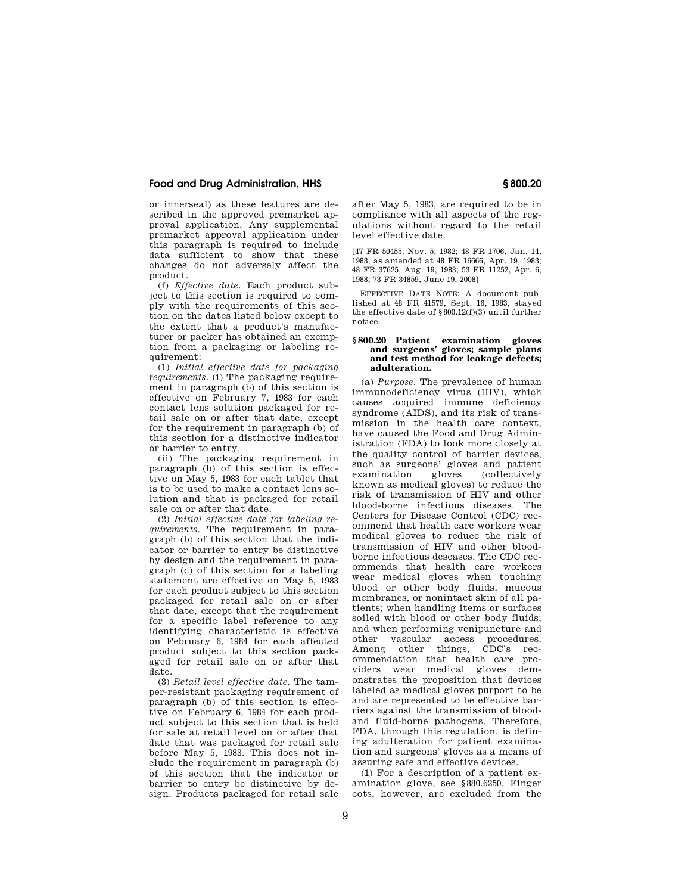or innerseal) as these features are described in the approved premarket approval application. Any supplemental premarket approval application under this paragraph is required to include data sufficient to show that these changes do not adversely affect the product.

(f) *Effective date.* Each product subject to this section is required to comply with the requirements of this section on the dates listed below except to the extent that a product's manufacturer or packer has obtained an exemption from a packaging or labeling requirement:

(1) *Initial effective date for packaging requirements.* (i) The packaging requirement in paragraph (b) of this section is effective on February 7, 1983 for each contact lens solution packaged for retail sale on or after that date, except for the requirement in paragraph (b) of this section for a distinctive indicator or barrier to entry.

(ii) The packaging requirement in paragraph (b) of this section is effective on May 5, 1983 for each tablet that is to be used to make a contact lens solution and that is packaged for retail sale on or after that date.

(2) *Initial effective date for labeling requirements.* The requirement in paragraph (b) of this section that the indicator or barrier to entry be distinctive by design and the requirement in paragraph (c) of this section for a labeling statement are effective on May 5, 1983 for each product subject to this section packaged for retail sale on or after that date, except that the requirement for a specific label reference to any identifying characteristic is effective on February 6, 1984 for each affected product subject to this section packaged for retail sale on or after that date.

(3) *Retail level effective date.* The tamper-resistant packaging requirement of paragraph (b) of this section is effective on February 6, 1984 for each product subject to this section that is held for sale at retail level on or after that date that was packaged for retail sale before May 5, 1983. This does not include the requirement in paragraph (b) of this section that the indicator or barrier to entry be distinctive by design. Products packaged for retail sale after May 5, 1983, are required to be in compliance with all aspects of the regulations without regard to the retail level effective date.

[47 FR 50455, Nov. 5, 1982; 48 FR 1706, Jan. 14, 1983, as amended at 48 FR 16666, Apr. 19, 1983; 48 FR 37625, Aug. 19, 1983; 53 FR 11252, Apr. 6, 1988; 73 FR 34859, June 19, 2008]

EFFECTIVE DATE NOTE: A document published at 48 FR 41579, Sept. 16, 1983, stayed the effective date of §800.12(f)(3) until further notice.

### § 800.20 Patient examination gloves and surgeons' gloves; sample plans and test method for leakage defects; adulteration.

(a) *Purpose.* The prevalence of human immunodeficiency virus (HIV), which causes acquired immune deficiency syndrome (AIDS), and its risk of transmission in the health care context, have caused the Food and Drug Administration (FDA) to look more closely at the quality control of barrier devices, such as surgeons' gloves and patient examination gloves (collectively known as medical gloves) to reduce the risk of transmission of HIV and other blood-borne infectious diseases. The Centers for Disease Control (CDC) recommend that health care workers wear medical gloves to reduce the risk of transmission of HIV and other blood-borne infectious deseases. The CDC recommends that health care workers wear medical gloves when touching blood or other body fluids, mucous membranes, or nonintact skin of all patients; when handling items or surfaces soiled with blood or other body fluids; and when performing venipuncture and other vascular access procedures. Among other things, CDC's recommendation that health care providers wear medical gloves demonstrates the proposition that devices labeled as medical gloves purport to be and are represented to be effective barriers against the transmission of blood- and fluid-borne pathogens. Therefore, FDA, through this regulation, is defining adulteration for patient examination and surgeons' gloves as a means of assuring safe and effective devices.

(1) For a description of a patient examination glove, see §880.6250. Finger cots, however, are excluded from the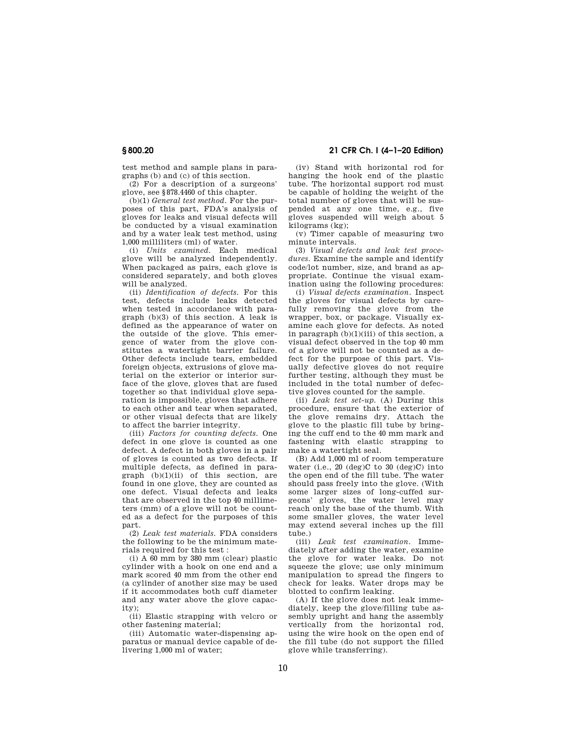test method and sample plans in paragraphs (b) and (c) of this section.

(2) For a description of a surgeons' glove, see §878.4460 of this chapter.

(b)(1) *General test method.* For the purposes of this part, FDA's analysis of gloves for leaks and visual defects will be conducted by a visual examination and by a water leak test method, using 1,000 milliliters (ml) of water.

(i) *Units examined.* Each medical glove will be analyzed independently. When packaged as pairs, each glove is considered separately, and both gloves will be analyzed.

(ii) *Identification of defects.* For this test, defects include leaks detected when tested in accordance with paragraph (b)(3) of this section. A leak is defined as the appearance of water on the outside of the glove. This emergence of water from the glove constitutes a watertight barrier failure. Other defects include tears, embedded foreign objects, extrusions of glove material on the exterior or interior surface of the glove, gloves that are fused together so that individual glove separation is impossible, gloves that adhere to each other and tear when separated, or other visual defects that are likely to affect the barrier integrity.

(iii) *Factors for counting defects.* One defect in one glove is counted as one defect. A defect in both gloves in a pair of gloves is counted as two defects. If multiple defects, as defined in paragraph (b)(1)(ii) of this section, are found in one glove, they are counted as one defect. Visual defects and leaks that are observed in the top 40 millimeters (mm) of a glove will not be counted as a defect for the purposes of this part.

(2) *Leak test materials.* FDA considers the following to be the minimum materials required for this test :

(i) A 60 mm by 380 mm (clear) plastic cylinder with a hook on one end and a mark scored 40 mm from the other end (a cylinder of another size may be used if it accommodates both cuff diameter and any water above the glove capacity);

(ii) Elastic strapping with velcro or other fastening material;

(iii) Automatic water-dispensing apparatus or manual device capable of delivering 1,000 ml of water;

(iv) Stand with horizontal rod for hanging the hook end of the plastic tube. The horizontal support rod must be capable of holding the weight of the total number of gloves that will be suspended at any one time, e.g., five gloves suspended will weigh about 5 kilograms (kg);

(v) Timer capable of measuring two minute intervals.

(3) *Visual defects and leak test procedures.* Examine the sample and identify code/lot number, size, and brand as appropriate. Continue the visual examination using the following procedures:

(i) *Visual defects examination.* Inspect the gloves for visual defects by carefully removing the glove from the wrapper, box, or package. Visually examine each glove for defects. As noted in paragraph (b)(1)(iii) of this section, a visual defect observed in the top 40 mm of a glove will not be counted as a defect for the purpose of this part. Visually defective gloves do not require further testing, although they must be included in the total number of defective gloves counted for the sample.

(ii) *Leak test set-up.* (A) During this procedure, ensure that the exterior of the glove remains dry. Attach the glove to the plastic fill tube by bringing the cuff end to the 40 mm mark and fastening with elastic strapping to make a watertight seal.

(B) Add 1,000 ml of room temperature water (i.e., 20 (deg)C to 30 (deg)C) into the open end of the fill tube. The water should pass freely into the glove. (With some larger sizes of long-cuffed surgeons' gloves, the water level may reach only the base of the thumb. With some smaller gloves, the water level may extend several inches up the fill tube.)

(iii) *Leak test examination.* Immediately after adding the water, examine the glove for water leaks. Do not squeeze the glove; use only minimum manipulation to spread the fingers to check for leaks. Water drops may be blotted to confirm leaking.

(A) If the glove does not leak immediately, keep the glove/filling tube assembly upright and hang the assembly vertically from the horizontal rod, using the wire hook on the open end of the fill tube (do not support the filled glove while transferring).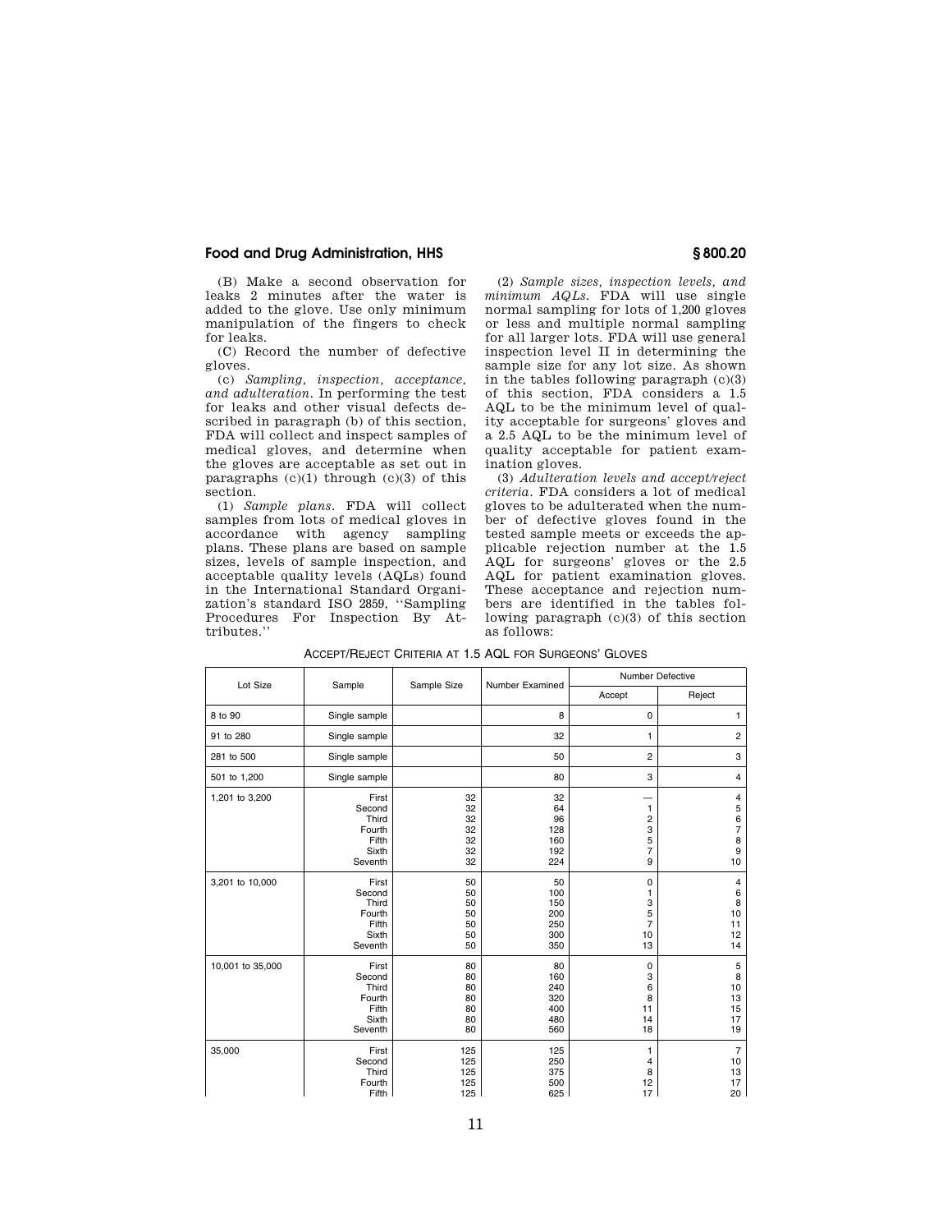(B) Make a second observation for leaks 2 minutes after the water is added to the glove. Use only minimum manipulation of the fingers to check for leaks.

(C) Record the number of defective gloves.

(c) *Sampling, inspection, acceptance, and adulteration.* In performing the test for leaks and other visual defects described in paragraph (b) of this section, FDA will collect and inspect samples of medical gloves, and determine when the gloves are acceptable as set out in paragraphs (c)(1) through (c)(3) of this section.

(1) *Sample plans.* FDA will collect samples from lots of medical gloves in accordance with agency sampling plans. These plans are based on sample sizes, levels of sample inspection, and acceptable quality levels (AQLs) found in the International Standard Organization's standard ISO 2859, ''Sampling Procedures For Inspection By Attributes.''

(2) *Sample sizes, inspection levels, and minimum AQLs.* FDA will use single normal sampling for lots of 1,200 gloves or less and multiple normal sampling for all larger lots. FDA will use general inspection level II in determining the sample size for any lot size. As shown in the tables following paragraph (c)(3) of this section, FDA considers a 1.5 AQL to be the minimum level of quality acceptable for surgeons' gloves and a 2.5 AQL to be the minimum level of quality acceptable for patient examination gloves.

(3) *Adulteration levels and accept/reject criteria.* FDA considers a lot of medical gloves to be adulterated when the number of defective gloves found in the tested sample meets or exceeds the applicable rejection number at the 1.5 AQL for surgeons' gloves or the 2.5 AQL for patient examination gloves. These acceptance and rejection numbers are identified in the tables following paragraph (c)(3) of this section as follows:

ACCEPT/REJECT CRITERIA AT 1.5 AQL FOR SURGEONS' GLOVES

| Lot Size | Sample | Sample Size | Number Examined | Number Defective | |
|---|---|---|---|---|---|
| | | | | Accept | Reject |
| 8 to 90 | Single sample | | 8 | 0 | 1 |
| 91 to 280 | Single sample | | 32 | 1 | 2 |
| 281 to 500 | Single sample | | 50 | 2 | 3 |
| 501 to 1,200 | Single sample | | 80 | 3 | 4 |
| 1,201 to 3,200 | First | 32 | 32 | — | 4 |
| | Second | 32 | 64 | 1 | 5 |
| | Third | 32 | 96 | 2 | 6 |
| | Fourth | 32 | 128 | 3 | 7 |
| | Fifth | 32 | 160 | 5 | 8 |
| | Sixth | 32 | 192 | 7 | 9 |
| | Seventh | 32 | 224 | 9 | 10 |
| 3,201 to 10,000 | First | 50 | 50 | 0 | 4 |
| | Second | 50 | 100 | 1 | 6 |
| | Third | 50 | 150 | 3 | 8 |
| | Fourth | 50 | 200 | 5 | 10 |
| | Fifth | 50 | 250 | 7 | 11 |
| | Sixth | 50 | 300 | 10 | 12 |
| | Seventh | 50 | 350 | 13 | 14 |
| 10,001 to 35,000 | First | 80 | 80 | 0 | 5 |
| | Second | 80 | 160 | 3 | 8 |
| | Third | 80 | 240 | 6 | 10 |
| | Fourth | 80 | 320 | 8 | 13 |
| | Fifth | 80 | 400 | 11 | 15 |
| | Sixth | 80 | 480 | 14 | 17 |
| | Seventh | 80 | 560 | 18 | 19 |
| 35,000 | First | 125 | 125 | 1 | 7 |
| | Second | 125 | 250 | 4 | 10 |
| | Third | 125 | 375 | 8 | 13 |
| | Fourth | 125 | 500 | 12 | 17 |
| | Fifth | 125 | 625 | 17 | 20 |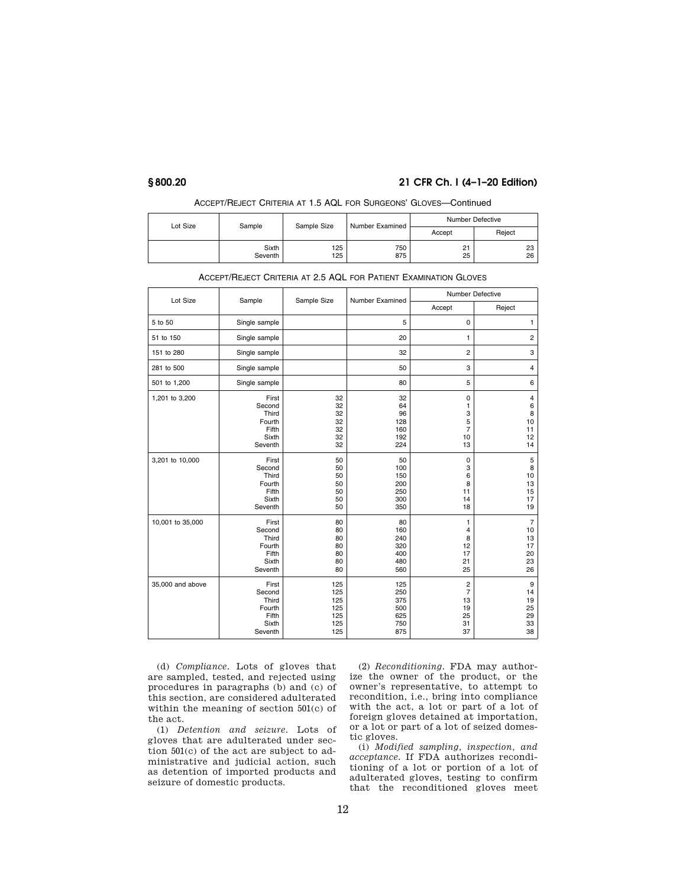ACCEPT/REJECT CRITERIA AT 1.5 AQL FOR SURGEONS' GLOVES—Continued

| Lot Size | Sample | Sample Size | Number Examined | Number Defective | |
|---|---|---|---|---|---|
| | | | | Accept | Reject |
| | Sixth | 125 | 750 | 21 | 23 |
| | Seventh | 125 | 875 | 25 | 26 |

ACCEPT/REJECT CRITERIA AT 2.5 AQL FOR PATIENT EXAMINATION GLOVES

| Lot Size | Sample | Sample Size | Number Examined | Number Defective | |
|---|---|---|---|---|---|
| | | | | Accept | Reject |
| 5 to 50 | Single sample | | 5 | 0 | 1 |
| 51 to 150 | Single sample | | 20 | 1 | 2 |
| 151 to 280 | Single sample | | 32 | 2 | 3 |
| 281 to 500 | Single sample | | 50 | 3 | 4 |
| 501 to 1,200 | Single sample | | 80 | 5 | 6 |
| 1,201 to 3,200 | First | 32 | 32 | 0 | 4 |
| | Second | 32 | 64 | 1 | 6 |
| | Third | 32 | 96 | 3 | 8 |
| | Fourth | 32 | 128 | 5 | 10 |
| | Fifth | 32 | 160 | 7 | 11 |
| | Sixth | 32 | 192 | 10 | 12 |
| | Seventh | 32 | 224 | 13 | 14 |
| 3,201 to 10,000 | First | 50 | 50 | 0 | 5 |
| | Second | 50 | 100 | 3 | 8 |
| | Third | 50 | 150 | 6 | 10 |
| | Fourth | 50 | 200 | 8 | 13 |
| | Fifth | 50 | 250 | 11 | 15 |
| | Sixth | 50 | 300 | 14 | 17 |
| | Seventh | 50 | 350 | 18 | 19 |
| 10,001 to 35,000 | First | 80 | 80 | 1 | 7 |
| | Second | 80 | 160 | 4 | 10 |
| | Third | 80 | 240 | 8 | 13 |
| | Fourth | 80 | 320 | 12 | 17 |
| | Fifth | 80 | 400 | 17 | 20 |
| | Sixth | 80 | 480 | 21 | 23 |
| | Seventh | 80 | 560 | 25 | 26 |
| 35,000 and above | First | 125 | 125 | 2 | 9 |
| | Second | 125 | 250 | 7 | 14 |
| | Third | 125 | 375 | 13 | 19 |
| | Fourth | 125 | 500 | 19 | 25 |
| | Fifth | 125 | 625 | 25 | 29 |
| | Sixth | 125 | 750 | 31 | 33 |
| | Seventh | 125 | 875 | 37 | 38 |

(d) *Compliance.* Lots of gloves that are sampled, tested, and rejected using procedures in paragraphs (b) and (c) of this section, are considered adulterated within the meaning of section 501(c) of the act.

(1) *Detention and seizure.* Lots of gloves that are adulterated under section 501(c) of the act are subject to administrative and judicial action, such as detention of imported products and seizure of domestic products.

(2) *Reconditioning.* FDA may authorize the owner of the product, or the owner's representative, to attempt to recondition, i.e., bring into compliance with the act, a lot or part of a lot of foreign gloves detained at importation, or a lot or part of a lot of seized domestic gloves.

(i) *Modified sampling, inspection, and acceptance.* If FDA authorizes reconditioning of a lot or portion of a lot of adulterated gloves, testing to confirm that the reconditioned gloves meet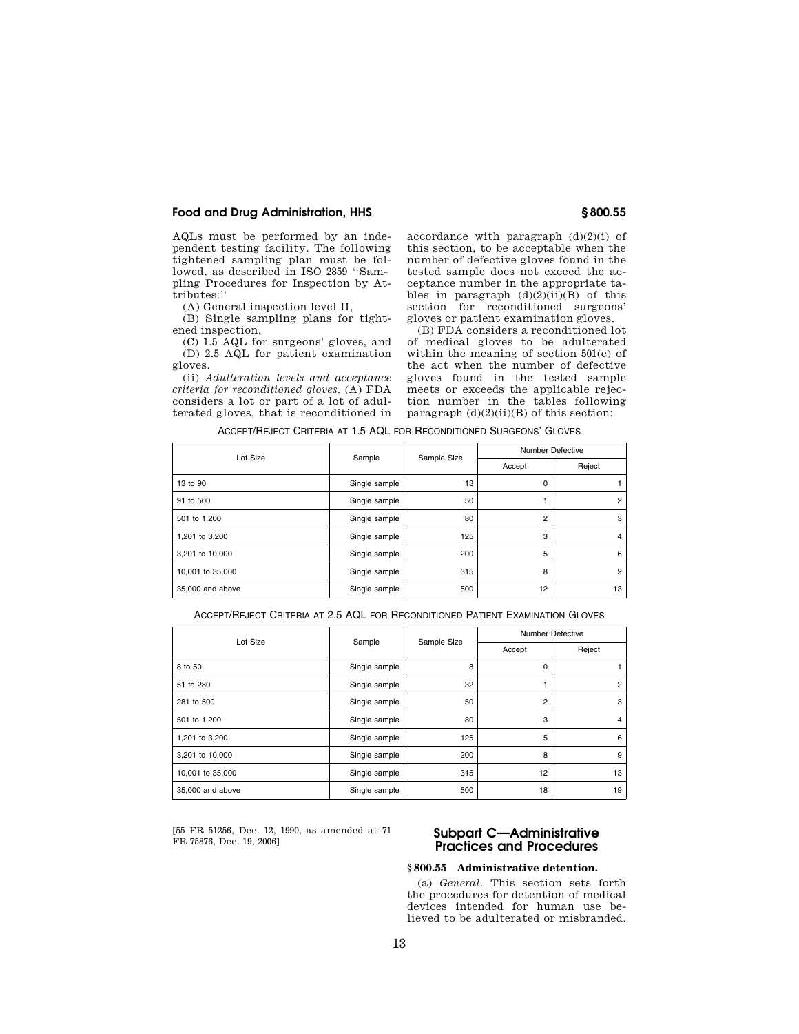AQLs must be performed by an independent testing facility. The following tightened sampling plan must be followed, as described in ISO 2859 ''Sampling Procedures for Inspection by Attributes:''

(A) General inspection level II,

(B) Single sampling plans for tightened inspection,

(C) 1.5 AQL for surgeons' gloves, and

(D) 2.5 AQL for patient examination gloves.

(ii) *Adulteration levels and acceptance criteria for reconditioned gloves.* (A) FDA considers a lot or part of a lot of adulterated gloves, that is reconditioned in accordance with paragraph (d)(2)(i) of this section, to be acceptable when the number of defective gloves found in the tested sample does not exceed the acceptance number in the appropriate tables in paragraph (d)(2)(ii)(B) of this section for reconditioned surgeons' gloves or patient examination gloves.

(B) FDA considers a reconditioned lot of medical gloves to be adulterated within the meaning of section 501(c) of the act when the number of defective gloves found in the tested sample meets or exceeds the applicable rejection number in the tables following paragraph (d)(2)(ii)(B) of this section:

ACCEPT/REJECT CRITERIA AT 1.5 AQL FOR RECONDITIONED SURGEONS' GLOVES

| Lot Size | Sample | Sample Size | Number Defective | |
|---|---|---|---|---|
| | | | Accept | Reject |
| 13 to 90 | Single sample | 13 | 0 | 1 |
| 91 to 500 | Single sample | 50 | 1 | 2 |
| 501 to 1,200 | Single sample | 80 | 2 | 3 |
| 1,201 to 3,200 | Single sample | 125 | 3 | 4 |
| 3,201 to 10,000 | Single sample | 200 | 5 | 6 |
| 10,001 to 35,000 | Single sample | 315 | 8 | 9 |
| 35,000 and above | Single sample | 500 | 12 | 13 |

ACCEPT/REJECT CRITERIA AT 2.5 AQL FOR RECONDITIONED PATIENT EXAMINATION GLOVES

| Lot Size | Sample | Sample Size | Number Defective | |
|---|---|---|---|---|
| | | | Accept | Reject |
| 8 to 50 | Single sample | 8 | 0 | 1 |
| 51 to 280 | Single sample | 32 | 1 | 2 |
| 281 to 500 | Single sample | 50 | 2 | 3 |
| 501 to 1,200 | Single sample | 80 | 3 | 4 |
| 1,201 to 3,200 | Single sample | 125 | 5 | 6 |
| 3,201 to 10,000 | Single sample | 200 | 8 | 9 |
| 10,001 to 35,000 | Single sample | 315 | 12 | 13 |
| 35,000 and above | Single sample | 500 | 18 | 19 |

[55 FR 51256, Dec. 12, 1990, as amended at 71 FR 75876, Dec. 19, 2006]

## Subpart C—Administrative Practices and Procedures

### § 800.55 Administrative detention.

(a) *General.* This section sets forth the procedures for detention of medical devices intended for human use believed to be adulterated or misbranded.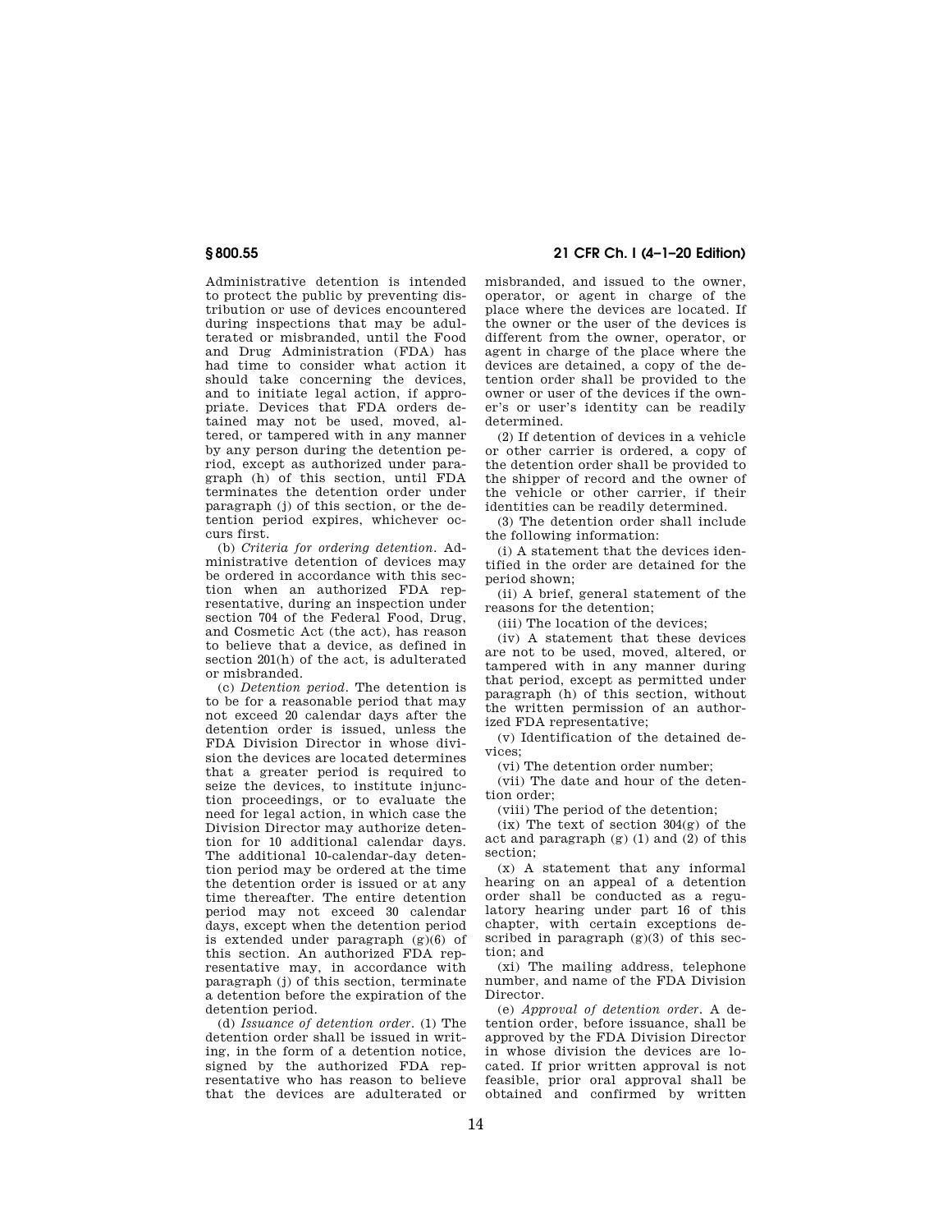Administrative detention is intended to protect the public by preventing distribution or use of devices encountered during inspections that may be adulterated or misbranded, until the Food and Drug Administration (FDA) has had time to consider what action it should take concerning the devices, and to initiate legal action, if appropriate. Devices that FDA orders detained may not be used, moved, altered, or tampered with in any manner by any person during the detention period, except as authorized under paragraph (h) of this section, until FDA terminates the detention order under paragraph (j) of this section, or the detention period expires, whichever occurs first.

(b) *Criteria for ordering detention.* Administrative detention of devices may be ordered in accordance with this section when an authorized FDA representative, during an inspection under section 704 of the Federal Food, Drug, and Cosmetic Act (the act), has reason to believe that a device, as defined in section 201(h) of the act, is adulterated or misbranded.

(c) *Detention period.* The detention is to be for a reasonable period that may not exceed 20 calendar days after the detention order is issued, unless the FDA Division Director in whose division the devices are located determines that a greater period is required to seize the devices, to institute injunction proceedings, or to evaluate the need for legal action, in which case the Division Director may authorize detention for 10 additional calendar days. The additional 10-calendar-day detention period may be ordered at the time the detention order is issued or at any time thereafter. The entire detention period may not exceed 30 calendar days, except when the detention period is extended under paragraph (g)(6) of this section. An authorized FDA representative may, in accordance with paragraph (j) of this section, terminate a detention before the expiration of the detention period.

(d) *Issuance of detention order.* (1) The detention order shall be issued in writing, in the form of a detention notice, signed by the authorized FDA representative who has reason to believe that the devices are adulterated or misbranded, and issued to the owner, operator, or agent in charge of the place where the devices are located. If the owner or the user of the devices is different from the owner, operator, or agent in charge of the place where the devices are detained, a copy of the detention order shall be provided to the owner or user of the devices if the owner's or user's identity can be readily determined.

(2) If detention of devices in a vehicle or other carrier is ordered, a copy of the detention order shall be provided to the shipper of record and the owner of the vehicle or other carrier, if their identities can be readily determined.

(3) The detention order shall include the following information:

(i) A statement that the devices identified in the order are detained for the period shown;

(ii) A brief, general statement of the reasons for the detention;

(iii) The location of the devices;

(iv) A statement that these devices are not to be used, moved, altered, or tampered with in any manner during that period, except as permitted under paragraph (h) of this section, without the written permission of an authorized FDA representative;

(v) Identification of the detained devices;

(vi) The detention order number;

(vii) The date and hour of the detention order;

(viii) The period of the detention;

(ix) The text of section 304(g) of the act and paragraph (g) (1) and (2) of this section;

(x) A statement that any informal hearing on an appeal of a detention order shall be conducted as a regulatory hearing under part 16 of this chapter, with certain exceptions described in paragraph (g)(3) of this section; and

(xi) The mailing address, telephone number, and name of the FDA Division Director.

(e) *Approval of detention order.* A detention order, before issuance, shall be approved by the FDA Division Director in whose division the devices are located. If prior written approval is not feasible, prior oral approval shall be obtained and confirmed by written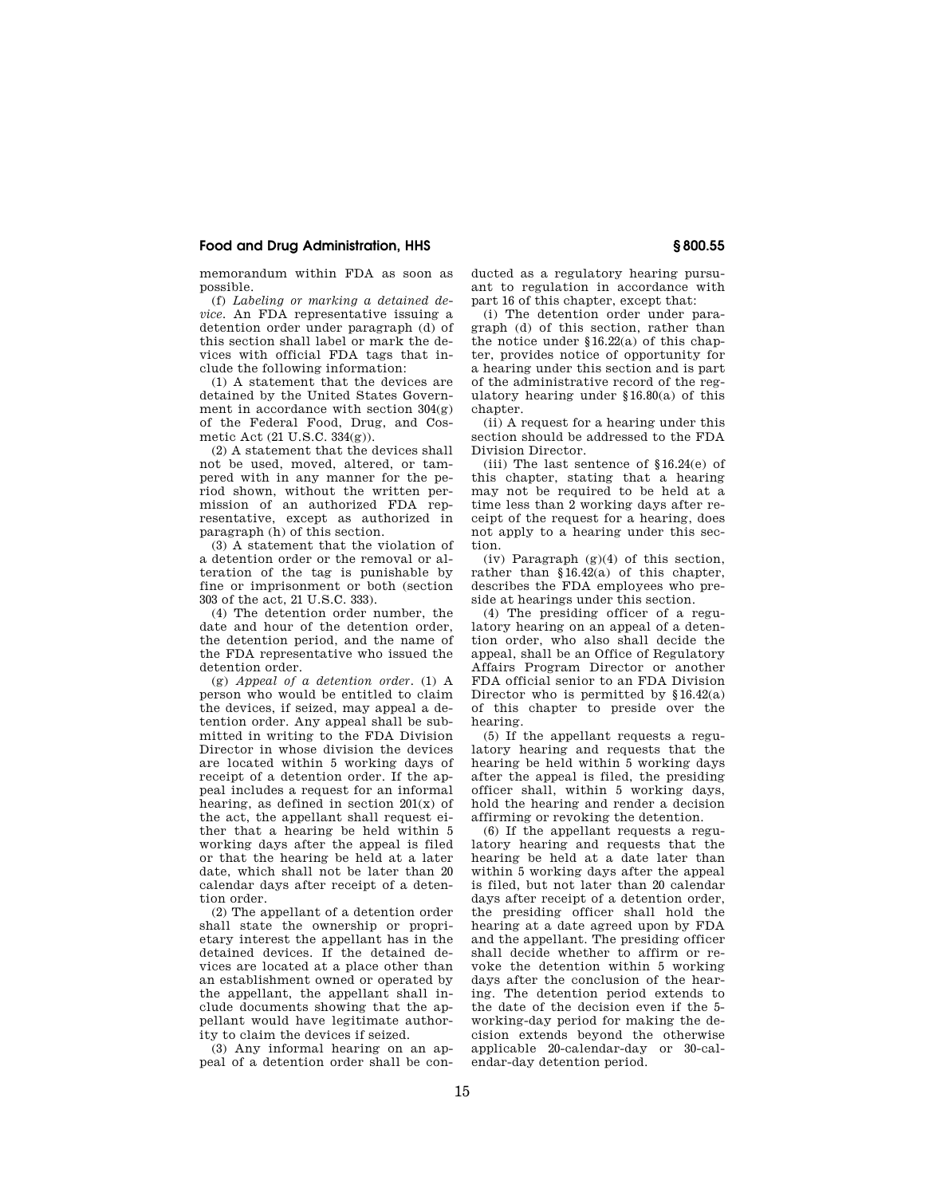memorandum within FDA as soon as possible.

(f) *Labeling or marking a detained device.* An FDA representative issuing a detention order under paragraph (d) of this section shall label or mark the devices with official FDA tags that include the following information:

(1) A statement that the devices are detained by the United States Government in accordance with section 304(g) of the Federal Food, Drug, and Cosmetic Act (21 U.S.C. 334(g)).

(2) A statement that the devices shall not be used, moved, altered, or tampered with in any manner for the period shown, without the written permission of an authorized FDA representative, except as authorized in paragraph (h) of this section.

(3) A statement that the violation of a detention order or the removal or alteration of the tag is punishable by fine or imprisonment or both (section 303 of the act, 21 U.S.C. 333).

(4) The detention order number, the date and hour of the detention order, the detention period, and the name of the FDA representative who issued the detention order.

(g) *Appeal of a detention order.* (1) A person who would be entitled to claim the devices, if seized, may appeal a detention order. Any appeal shall be submitted in writing to the FDA Division Director in whose division the devices are located within 5 working days of receipt of a detention order. If the appeal includes a request for an informal hearing, as defined in section 201(x) of the act, the appellant shall request either that a hearing be held within 5 working days after the appeal is filed or that the hearing be held at a later date, which shall not be later than 20 calendar days after receipt of a detention order.

(2) The appellant of a detention order shall state the ownership or proprietary interest the appellant has in the detained devices. If the detained devices are located at a place other than an establishment owned or operated by the appellant, the appellant shall include documents showing that the appellant would have legitimate authority to claim the devices if seized.

(3) Any informal hearing on an appeal of a detention order shall be conducted as a regulatory hearing pursuant to regulation in accordance with part 16 of this chapter, except that:

(i) The detention order under paragraph (d) of this section, rather than the notice under §16.22(a) of this chapter, provides notice of opportunity for a hearing under this section and is part of the administrative record of the regulatory hearing under §16.80(a) of this chapter.

(ii) A request for a hearing under this section should be addressed to the FDA Division Director.

(iii) The last sentence of §16.24(e) of this chapter, stating that a hearing may not be required to be held at a time less than 2 working days after receipt of the request for a hearing, does not apply to a hearing under this section.

(iv) Paragraph (g)(4) of this section, rather than §16.42(a) of this chapter, describes the FDA employees who preside at hearings under this section.

(4) The presiding officer of a regulatory hearing on an appeal of a detention order, who also shall decide the appeal, shall be an Office of Regulatory Affairs Program Director or another FDA official senior to an FDA Division Director who is permitted by §16.42(a) of this chapter to preside over the hearing.

(5) If the appellant requests a regulatory hearing and requests that the hearing be held within 5 working days after the appeal is filed, the presiding officer shall, within 5 working days, hold the hearing and render a decision affirming or revoking the detention.

(6) If the appellant requests a regulatory hearing and requests that the hearing be held at a date later than within 5 working days after the appeal is filed, but not later than 20 calendar days after receipt of a detention order, the presiding officer shall hold the hearing at a date agreed upon by FDA and the appellant. The presiding officer shall decide whether to affirm or revoke the detention within 5 working days after the conclusion of the hearing. The detention period extends to the date of the decision even if the 5-working-day period for making the decision extends beyond the otherwise applicable 20-calendar-day or 30-calendar-day detention period.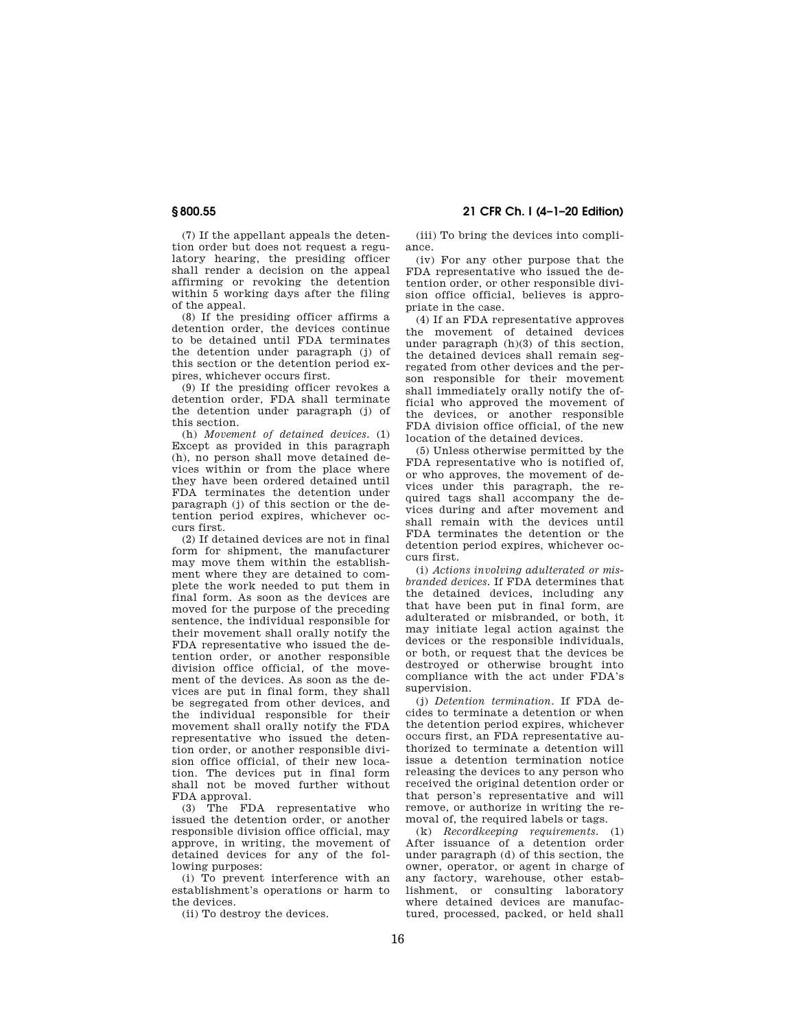(7) If the appellant appeals the detention order but does not request a regulatory hearing, the presiding officer shall render a decision on the appeal affirming or revoking the detention within 5 working days after the filing of the appeal.

(8) If the presiding officer affirms a detention order, the devices continue to be detained until FDA terminates the detention under paragraph (j) of this section or the detention period expires, whichever occurs first.

(9) If the presiding officer revokes a detention order, FDA shall terminate the detention under paragraph (j) of this section.

(h) *Movement of detained devices.* (1) Except as provided in this paragraph (h), no person shall move detained devices within or from the place where they have been ordered detained until FDA terminates the detention under paragraph (j) of this section or the detention period expires, whichever occurs first.

(2) If detained devices are not in final form for shipment, the manufacturer may move them within the establishment where they are detained to complete the work needed to put them in final form. As soon as the devices are moved for the purpose of the preceding sentence, the individual responsible for their movement shall orally notify the FDA representative who issued the detention order, or another responsible division office official, of the movement of the devices. As soon as the devices are put in final form, they shall be segregated from other devices, and the individual responsible for their movement shall orally notify the FDA representative who issued the detention order, or another responsible division office official, of their new location. The devices put in final form shall not be moved further without FDA approval.

(3) The FDA representative who issued the detention order, or another responsible division office official, may approve, in writing, the movement of detained devices for any of the following purposes:

(i) To prevent interference with an establishment's operations or harm to the devices.

(ii) To destroy the devices.

(iii) To bring the devices into compliance.

(iv) For any other purpose that the FDA representative who issued the detention order, or other responsible division office official, believes is appropriate in the case.

(4) If an FDA representative approves the movement of detained devices under paragraph (h)(3) of this section, the detained devices shall remain segregated from other devices and the person responsible for their movement shall immediately orally notify the official who approved the movement of the devices, or another responsible FDA division office official, of the new location of the detained devices.

(5) Unless otherwise permitted by the FDA representative who is notified of, or who approves, the movement of devices under this paragraph, the required tags shall accompany the devices during and after movement and shall remain with the devices until FDA terminates the detention or the detention period expires, whichever occurs first.

(i) *Actions involving adulterated or misbranded devices.* If FDA determines that the detained devices, including any that have been put in final form, are adulterated or misbranded, or both, it may initiate legal action against the devices or the responsible individuals, or both, or request that the devices be destroyed or otherwise brought into compliance with the act under FDA's supervision.

(j) *Detention termination.* If FDA decides to terminate a detention or when the detention period expires, whichever occurs first, an FDA representative authorized to terminate a detention will issue a detention termination notice releasing the devices to any person who received the original detention order or that person's representative and will remove, or authorize in writing the removal of, the required labels or tags.

(k) *Recordkeeping requirements.* (1) After issuance of a detention order under paragraph (d) of this section, the owner, operator, or agent in charge of any factory, warehouse, other establishment, or consulting laboratory where detained devices are manufactured, processed, packed, or held shall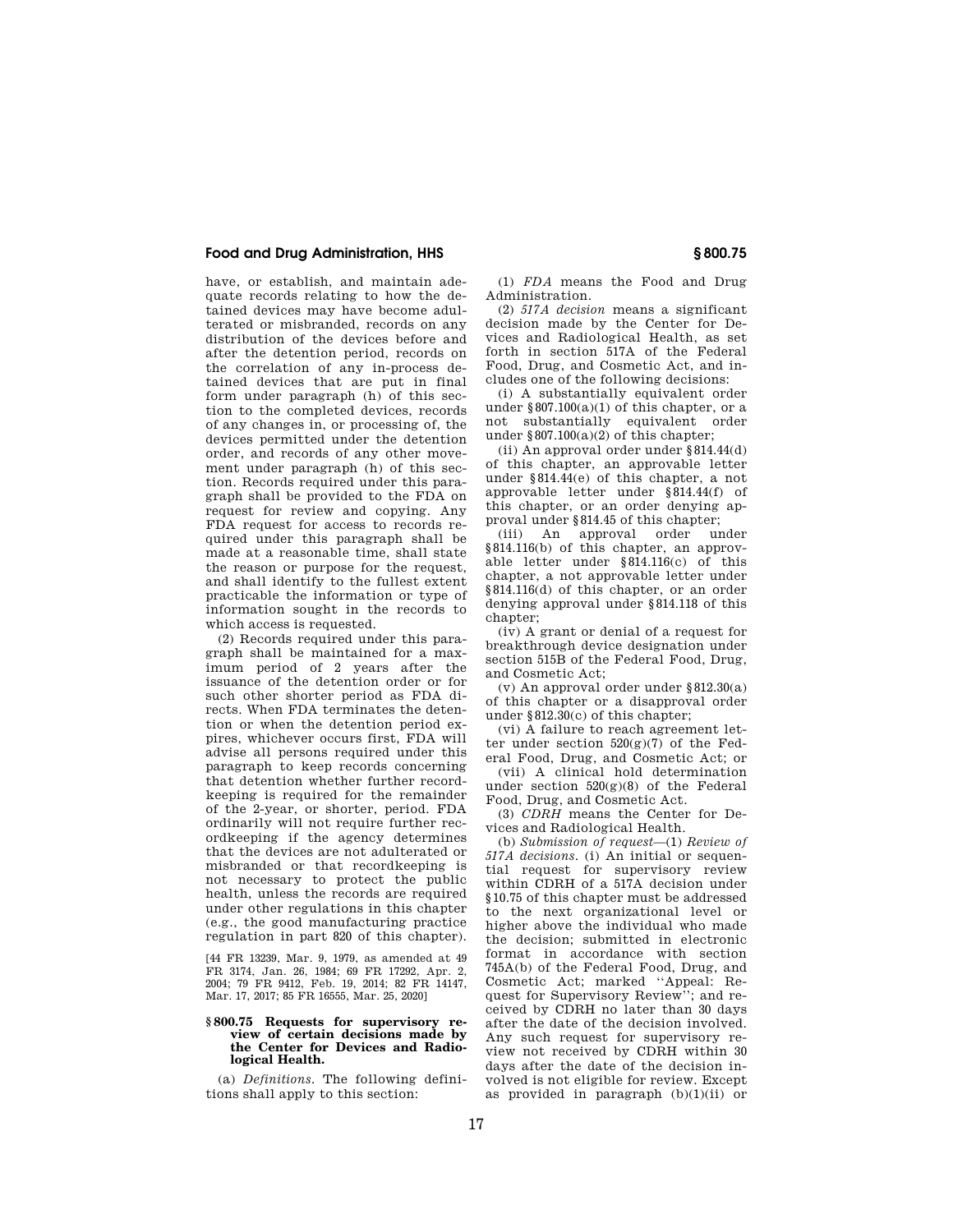have, or establish, and maintain adequate records relating to how the detained devices may have become adulterated or misbranded, records on any distribution of the devices before and after the detention period, records on the correlation of any in-process detained devices that are put in final form under paragraph (h) of this section to the completed devices, records of any changes in, or processing of, the devices permitted under the detention order, and records of any other movement under paragraph (h) of this section. Records required under this paragraph shall be provided to the FDA on request for review and copying. Any FDA request for access to records required under this paragraph shall be made at a reasonable time, shall state the reason or purpose for the request, and shall identify to the fullest extent practicable the information or type of information sought in the records to which access is requested.

(2) Records required under this paragraph shall be maintained for a maximum period of 2 years after the issuance of the detention order or for such other shorter period as FDA directs. When FDA terminates the detention or when the detention period expires, whichever occurs first, FDA will advise all persons required under this paragraph to keep records concerning that detention whether further recordkeeping is required for the remainder of the 2-year, or shorter, period. FDA ordinarily will not require further recordkeeping if the agency determines that the devices are not adulterated or misbranded or that recordkeeping is not necessary to protect the public health, unless the records are required under other regulations in this chapter (e.g., the good manufacturing practice regulation in part 820 of this chapter).

[44 FR 13239, Mar. 9, 1979, as amended at 49 FR 3174, Jan. 26, 1984; 69 FR 17292, Apr. 2, 2004; 79 FR 9412, Feb. 19, 2014; 82 FR 14147, Mar. 17, 2017; 85 FR 16555, Mar. 25, 2020]

### § 800.75 Requests for supervisory review of certain decisions made by the Center for Devices and Radiological Health.

(a) *Definitions.* The following definitions shall apply to this section:

(1) *FDA* means the Food and Drug Administration.

(2) *517A decision* means a significant decision made by the Center for Devices and Radiological Health, as set forth in section 517A of the Federal Food, Drug, and Cosmetic Act, and includes one of the following decisions:

(i) A substantially equivalent order under §807.100(a)(1) of this chapter, or a not substantially equivalent order under §807.100(a)(2) of this chapter;

(ii) An approval order under §814.44(d) of this chapter, an approvable letter under §814.44(e) of this chapter, a not approvable letter under §814.44(f) of this chapter, or an order denying approval under §814.45 of this chapter;

(iii) An approval order under §814.116(b) of this chapter, an approvable letter under §814.116(c) of this chapter, a not approvable letter under §814.116(d) of this chapter, or an order denying approval under §814.118 of this chapter;

(iv) A grant or denial of a request for breakthrough device designation under section 515B of the Federal Food, Drug, and Cosmetic Act;

(v) An approval order under §812.30(a) of this chapter or a disapproval order under §812.30(c) of this chapter;

(vi) A failure to reach agreement letter under section 520(g)(7) of the Federal Food, Drug, and Cosmetic Act; or

(vii) A clinical hold determination under section 520(g)(8) of the Federal Food, Drug, and Cosmetic Act.

(3) *CDRH* means the Center for Devices and Radiological Health.

(b) *Submission of request*—(1) *Review of 517A decisions.* (i) An initial or sequential request for supervisory review within CDRH of a 517A decision under §10.75 of this chapter must be addressed to the next organizational level or higher above the individual who made the decision; submitted in electronic format in accordance with section 745A(b) of the Federal Food, Drug, and Cosmetic Act; marked "Appeal: Request for Supervisory Review"; and received by CDRH no later than 30 days after the date of the decision involved. Any such request for supervisory review not received by CDRH within 30 days after the date of the decision involved is not eligible for review. Except as provided in paragraph (b)(1)(ii) or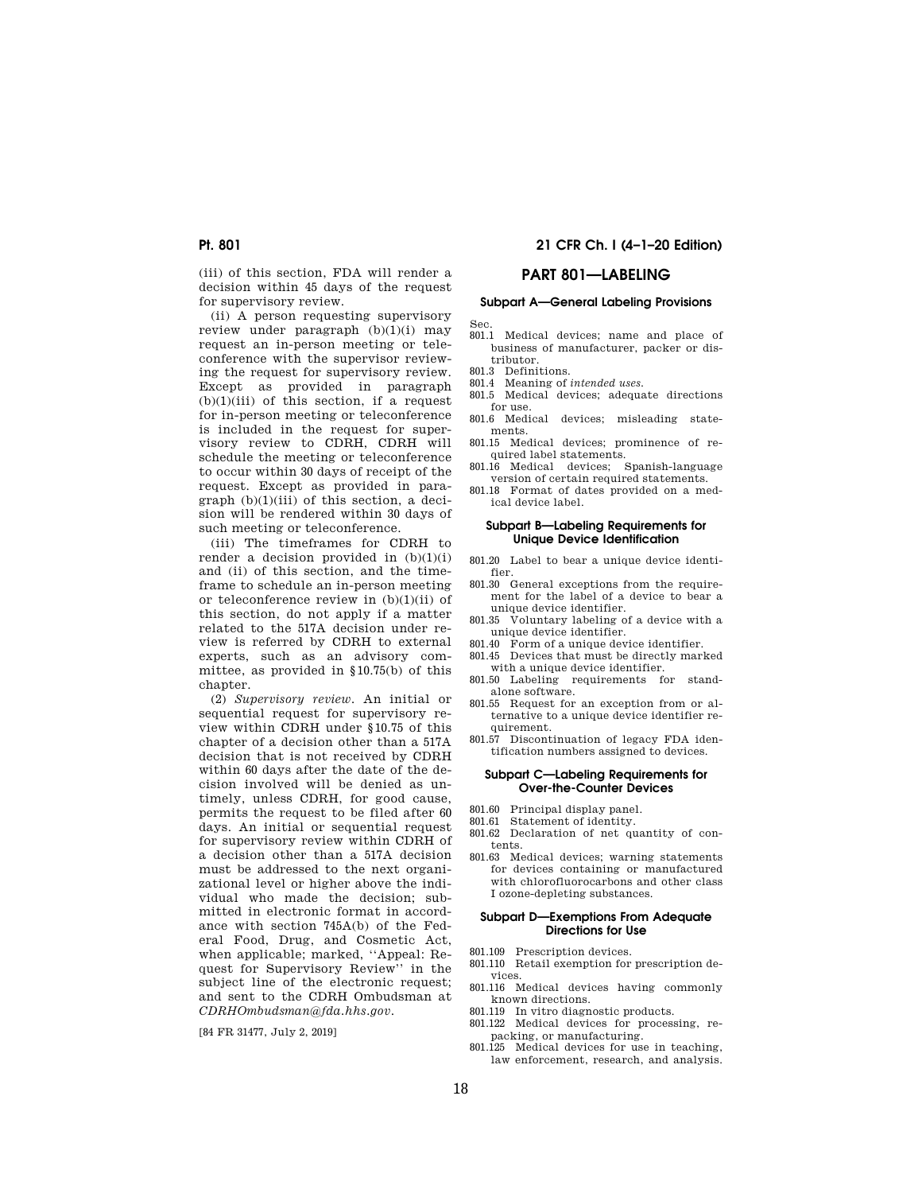(iii) of this section, FDA will render a decision within 45 days of the request for supervisory review.

(ii) A person requesting supervisory review under paragraph (b)(1)(i) may request an in-person meeting or teleconference with the supervisor reviewing the request for supervisory review. Except as provided in paragraph (b)(1)(iii) of this section, if a request for in-person meeting or teleconference is included in the request for supervisory review to CDRH, CDRH will schedule the meeting or teleconference to occur within 30 days of receipt of the request. Except as provided in paragraph (b)(1)(iii) of this section, a decision will be rendered within 30 days of such meeting or teleconference.

(iii) The timeframes for CDRH to render a decision provided in (b)(1)(i) and (ii) of this section, and the timeframe to schedule an in-person meeting or teleconference review in (b)(1)(ii) of this section, do not apply if a matter related to the 517A decision under review is referred by CDRH to external experts, such as an advisory committee, as provided in §10.75(b) of this chapter.

(2) *Supervisory review.* An initial or sequential request for supervisory review within CDRH under §10.75 of this chapter of a decision other than a 517A decision that is not received by CDRH within 60 days after the date of the decision involved will be denied as untimely, unless CDRH, for good cause, permits the request to be filed after 60 days. An initial or sequential request for supervisory review within CDRH of a decision other than a 517A decision must be addressed to the next organizational level or higher above the individual who made the decision; submitted in electronic format in accordance with section 745A(b) of the Federal Food, Drug, and Cosmetic Act, when applicable; marked, ''Appeal: Request for Supervisory Review'' in the subject line of the electronic request; and sent to the CDRH Ombudsman at *CDRHOmbudsman@fda.hhs.gov*.

[84 FR 31477, July 2, 2019]

# PART 801—LABELING

## Subpart A—General Labeling Provisions

Sec.

801.1 Medical devices; name and place of business of manufacturer, packer or distributor.

801.3 Definitions.

801.4 Meaning of *intended uses*.

801.5 Medical devices; adequate directions for use.

801.6 Medical devices; misleading statements.

801.15 Medical devices; prominence of required label statements.

801.16 Medical devices; Spanish-language version of certain required statements.

801.18 Format of dates provided on a medical device label.

## Subpart B—Labeling Requirements for Unique Device Identification

801.20 Label to bear a unique device identifier.

801.30 General exceptions from the requirement for the label of a device to bear a unique device identifier.

801.35 Voluntary labeling of a device with a unique device identifier.

801.40 Form of a unique device identifier.

801.45 Devices that must be directly marked with a unique device identifier.

801.50 Labeling requirements for stand-alone software.

801.55 Request for an exception from or alternative to a unique device identifier requirement.

801.57 Discontinuation of legacy FDA identification numbers assigned to devices.

## Subpart C—Labeling Requirements for Over-the-Counter Devices

801.60 Principal display panel.

801.61 Statement of identity.

801.62 Declaration of net quantity of contents.

801.63 Medical devices; warning statements for devices containing or manufactured with chlorofluorocarbons and other class I ozone-depleting substances.

## Subpart D—Exemptions From Adequate Directions for Use

801.109 Prescription devices.

801.110 Retail exemption for prescription devices.

801.116 Medical devices having commonly known directions.

801.119 In vitro diagnostic products.

801.122 Medical devices for processing, repacking, or manufacturing.

801.125 Medical devices for use in teaching, law enforcement, research, and analysis.